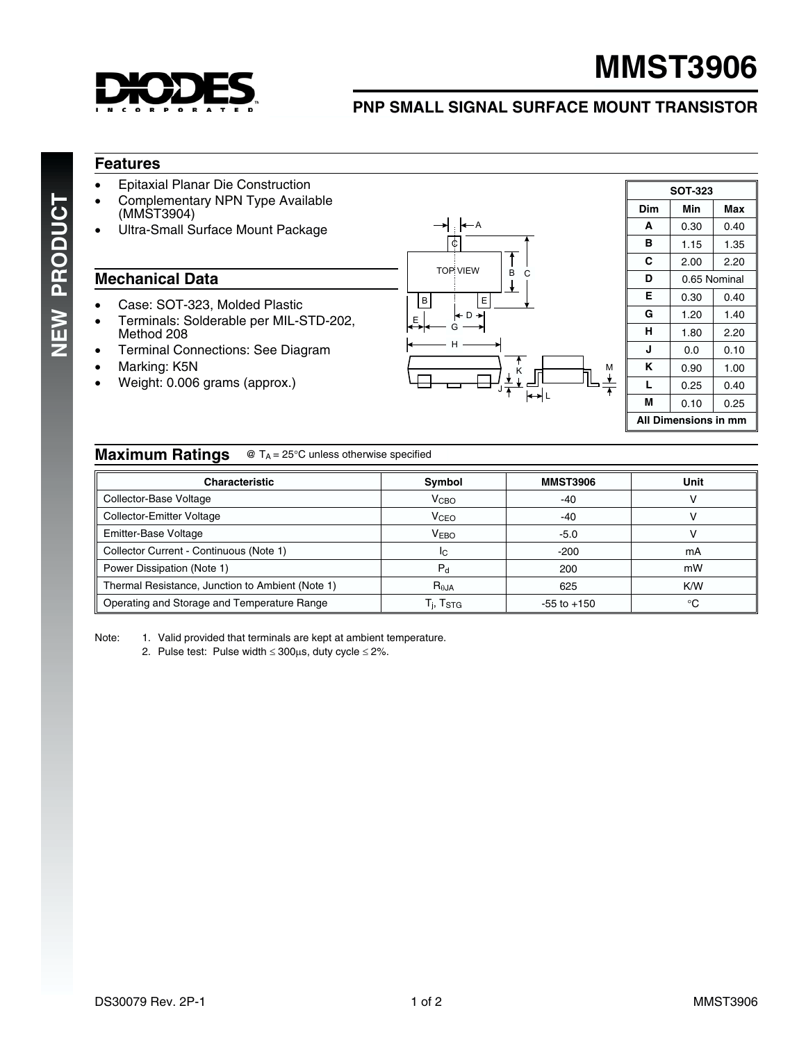# MMST3906

## PNP SMALL SIGNAL SURFACE MOUNT TRANSISTOR

NEW PRODUCT

## Features

- Epitaxial Planar Die Construction
- Complementary NPN Type Available (MMST3904)
- Ultra-Small Surface Mount Package

## Mechanical Data

- Case: SOT-323, Molded Plastic
- Terminals: Solderable per MIL-STD-202, Method 208
- Terminal Connections: See Diagram
- Marking: K5N
- Weight: 0.006 grams (approx.)

| SOT-323 | | |
|---|---|---|
| **Dim** | **Min** | **Max** |
| **A** | 0.30 | 0.40 |
| **B** | 1.15 | 1.35 |
| **C** | 2.00 | 2.20 |
| **D** | 0.65 Nominal | |
| **E** | 0.30 | 0.40 |
| **G** | 1.20 | 1.40 |
| **H** | 1.80 | 2.20 |
| **J** | 0.0 | 0.10 |
| **K** | 0.90 | 1.00 |
| **L** | 0.25 | 0.40 |
| **M** | 0.10 | 0.25 |
| **All Dimensions in mm** | | |

## Maximum Ratings

@ $T_A$ = 25°C unless otherwise specified

| Characteristic | Symbol | MMST3906 | Unit |
|---|---|---|---|
| Collector-Base Voltage | $V_{CBO}$ | -40 | V |
| Collector-Emitter Voltage | $V_{CEO}$ | -40 | V |
| Emitter-Base Voltage | $V_{EBO}$ | -5.0 | V |
| Collector Current - Continuous (Note 1) | $I_C$ | -200 | mA |
| Power Dissipation (Note 1) | $P_d$ | 200 | mW |
| Thermal Resistance, Junction to Ambient (Note 1) | $R_{\theta JA}$ | 625 | K/W |
| Operating and Storage and Temperature Range | $T_j$, $T_{STG}$ | -55 to +150 | °C |

Note: 1. Valid provided that terminals are kept at ambient temperature.
2. Pulse test: Pulse width ≤ 300µs, duty cycle ≤ 2%.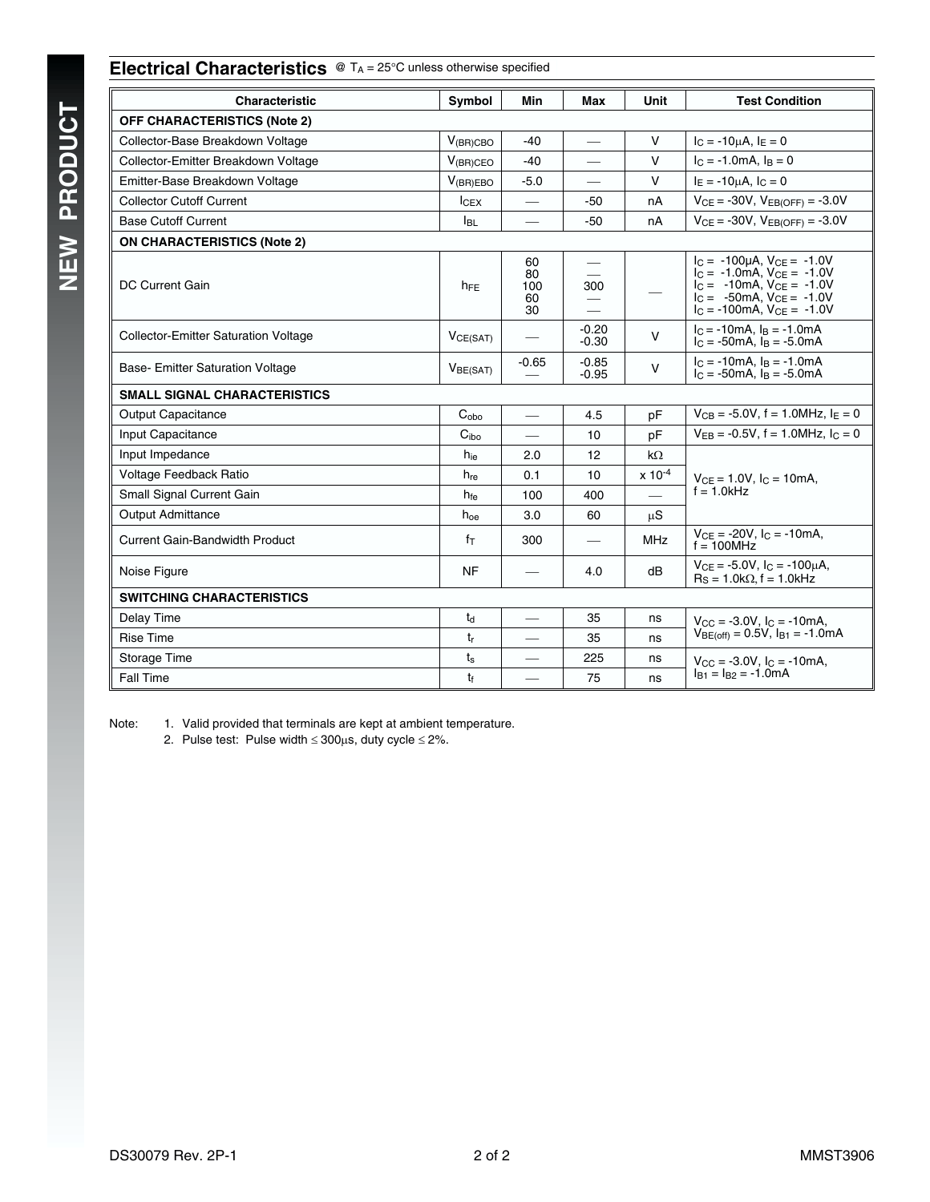## Electrical Characteristics @ $T_A = 25°C$ unless otherwise specified

| Characteristic | Symbol | Min | Max | Unit | Test Condition |
|---|---|---|---|---|---|
| **OFF CHARACTERISTICS (Note 2)** | | | | | |
| Collector-Base Breakdown Voltage | $V_{(BR)CBO}$ | -40 | — | V | $I_C = -10\mu A$, $I_E = 0$ |
| Collector-Emitter Breakdown Voltage | $V_{(BR)CEO}$ | -40 | — | V | $I_C = -1.0mA$, $I_B = 0$ |
| Emitter-Base Breakdown Voltage | $V_{(BR)EBO}$ | -5.0 | — | V | $I_E = -10\mu A$, $I_C = 0$ |
| Collector Cutoff Current | $I_{CEX}$ | — | -50 | nA | $V_{CE} = -30V$, $V_{EB(OFF)} = -3.0V$ |
| Base Cutoff Current | $I_{BL}$ | — | -50 | nA | $V_{CE} = -30V$, $V_{EB(OFF)} = -3.0V$ |
| **ON CHARACTERISTICS (Note 2)** | | | | | |
| DC Current Gain | $h_{FE}$ | 60<br>80<br>100<br>60<br>30 | —<br>—<br>300<br>—<br>— | — | $I_C = -100\mu A$, $V_{CE} = -1.0V$<br>$I_C = -1.0mA$, $V_{CE} = -1.0V$<br>$I_C = -10mA$, $V_{CE} = -1.0V$<br>$I_C = -50mA$, $V_{CE} = -1.0V$<br>$I_C = -100mA$, $V_{CE} = -1.0V$ |
| Collector-Emitter Saturation Voltage | $V_{CE(SAT)}$ | — | -0.20<br>-0.30 | V | $I_C = -10mA$, $I_B = -1.0mA$<br>$I_C = -50mA$, $I_B = -5.0mA$ |
| Base- Emitter Saturation Voltage | $V_{BE(SAT)}$ | -0.65<br>— | -0.85<br>-0.95 | V | $I_C = -10mA$, $I_B = -1.0mA$<br>$I_C = -50mA$, $I_B = -5.0mA$ |
| **SMALL SIGNAL CHARACTERISTICS** | | | | | |
| Output Capacitance | $C_{obo}$ | — | 4.5 | pF | $V_{CB} = -5.0V$, f = 1.0MHz, $I_E = 0$ |
| Input Capacitance | $C_{ibo}$ | — | 10 | pF | $V_{EB} = -0.5V$, f = 1.0MHz, $I_C = 0$ |
| Input Impedance | $h_{ie}$ | 2.0 | 12 | kΩ | $V_{CE} = 1.0V$, $I_C = 10mA$, f = 1.0kHz |
| Voltage Feedback Ratio | $h_{re}$ | 0.1 | 10 | x $10^{-4}$ | |
| Small Signal Current Gain | $h_{fe}$ | 100 | 400 | — | |
| Output Admittance | $h_{oe}$ | 3.0 | 60 | μS | |
| Current Gain-Bandwidth Product | $f_T$ | 300 | — | MHz | $V_{CE} = -20V$, $I_C = -10mA$, f = 100MHz |
| Noise Figure | NF | — | 4.0 | dB | $V_{CE} = -5.0V$, $I_C = -100\mu A$, $R_S = 1.0k\Omega$, f = 1.0kHz |
| **SWITCHING CHARACTERISTICS** | | | | | |
| Delay Time | $t_d$ | — | 35 | ns | $V_{CC} = -3.0V$, $I_C = -10mA$, $V_{BE(off)} = 0.5V$, $I_{B1} = -1.0mA$ |
| Rise Time | $t_r$ | — | 35 | ns | |
| Storage Time | $t_s$ | — | 225 | ns | $V_{CC} = -3.0V$, $I_C = -10mA$, $I_{B1} = I_{B2} = -1.0mA$ |
| Fall Time | $t_f$ | — | 75 | ns | |

Note: 1. Valid provided that terminals are kept at ambient temperature.
2. Pulse test: Pulse width ≤ 300μs, duty cycle ≤ 2%.